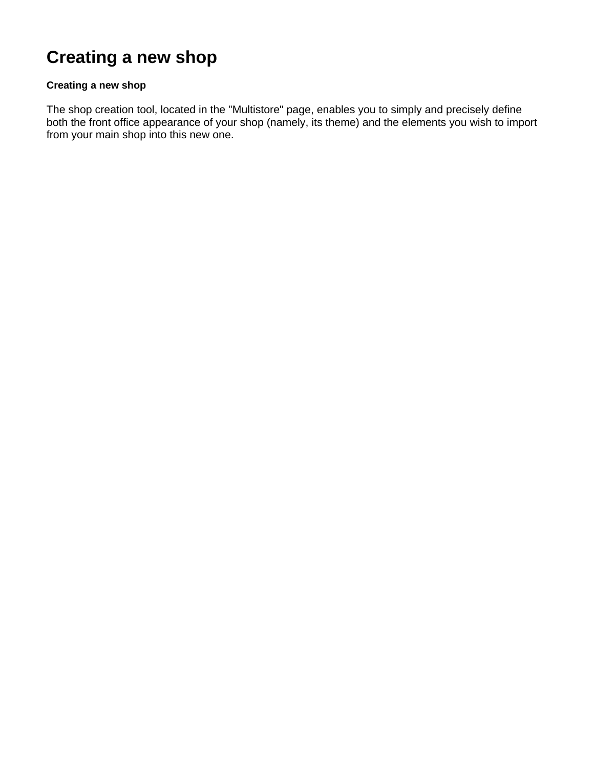# Creating a new shop

### Creating a new shop

The shop creation tool, located in the "Multistore" page, enables you to simply and precisely define both the front office appearance of your shop (namely, its theme) and the elements you wish to import from your main shop into this new one.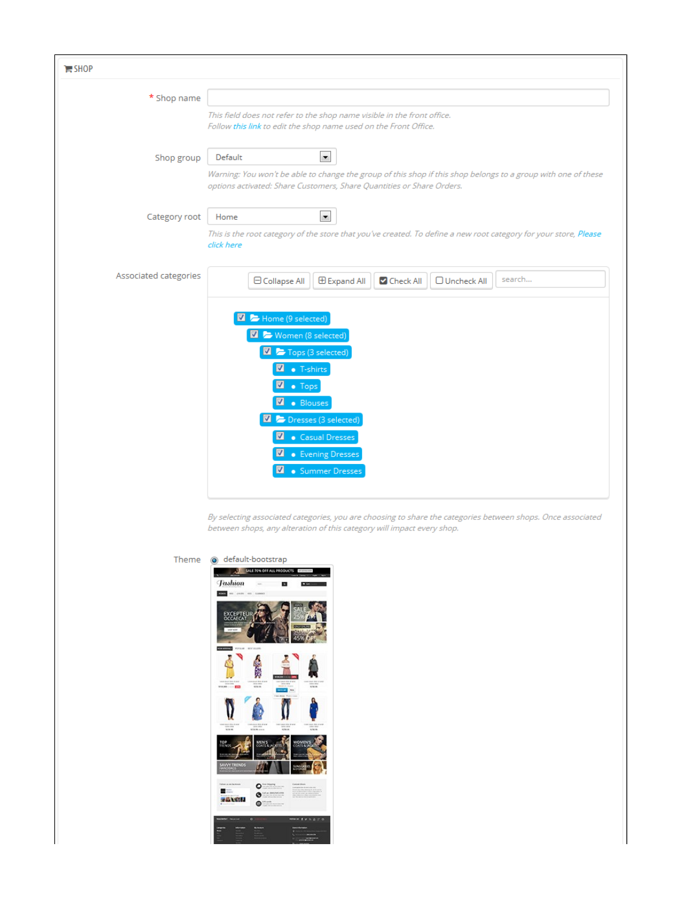## SHOP

\* Shop name

*This field does not refer to the shop name visible in the front office. Follow this link to edit the shop name used on the Front Office.*

Shop group: Default

*Warning: You won't be able to change the group of this shop if this shop belongs to a group with one of these options activated: Share Customers, Share Quantities or Share Orders.*

Category root: Home

*This is the root category of the store that you've created. To define a new root category for your store, Please click here*

Associated categories

Collapse All | Expand All | Check All | Uncheck All | search...

- Home (9 selected)
  - Women (8 selected)
    - Tops (3 selected)
      - T-shirts
      - Tops
      - Blouses
    - Dresses (3 selected)
      - Casual Dresses
      - Evening Dresses
      - Summer Dresses

*By selecting associated categories, you are choosing to share the categories between shops. Once associated between shops, any alteration of this category will impact every shop.*

Theme: default-bootstrap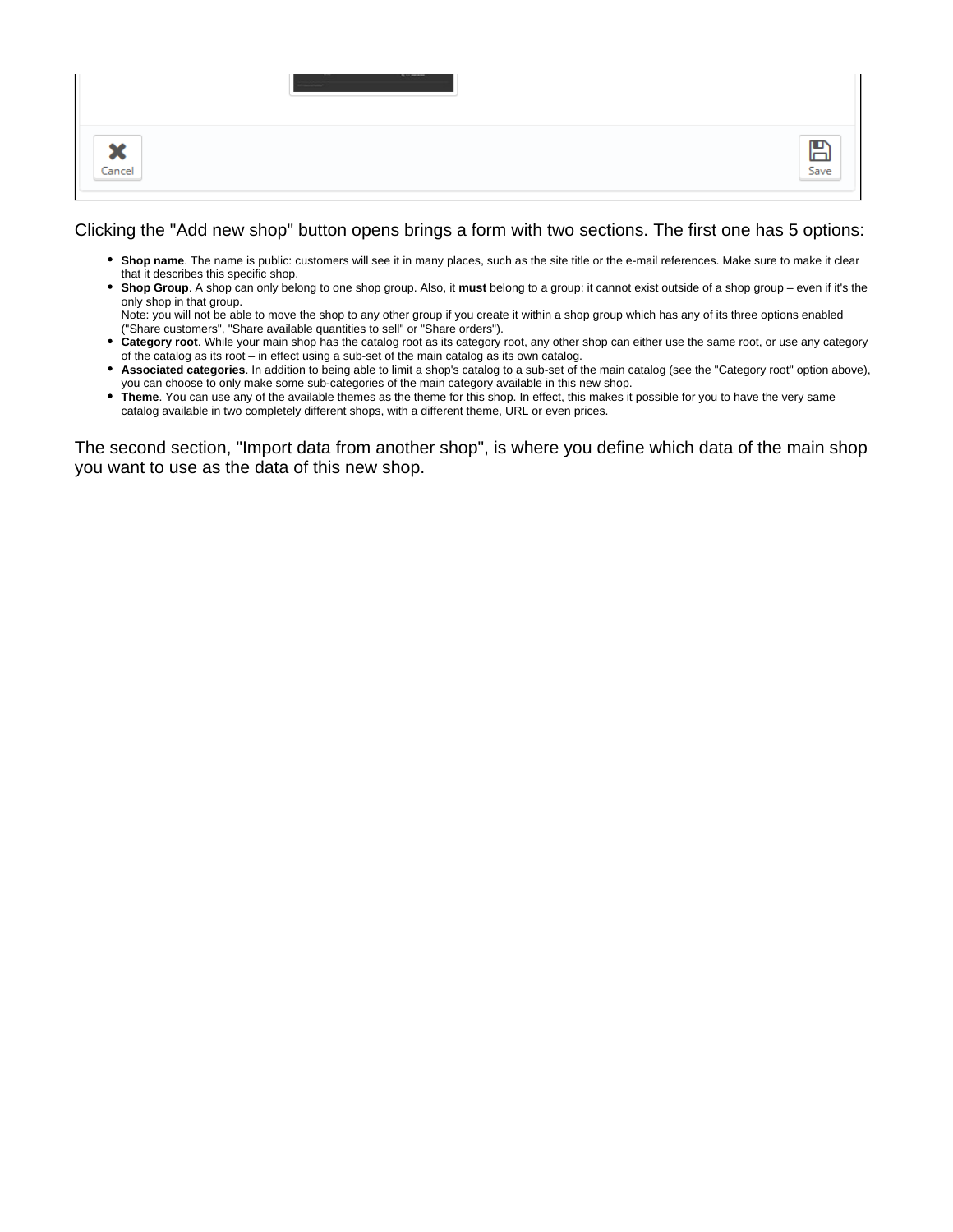Clicking the "Add new shop" button opens brings a form with two sections. The first one has 5 options:

- **Shop name**. The name is public: customers will see it in many places, such as the site title or the e-mail references. Make sure to make it clear that it describes this specific shop.
- **Shop Group**. A shop can only belong to one shop group. Also, it **must** belong to a group: it cannot exist outside of a shop group – even if it's the only shop in that group.
  Note: you will not be able to move the shop to any other group if you create it within a shop group which has any of its three options enabled ("Share customers", "Share available quantities to sell" or "Share orders").
- **Category root**. While your main shop has the catalog root as its category root, any other shop can either use the same root, or use any category of the catalog as its root – in effect using a sub-set of the main catalog as its own catalog.
- **Associated categories**. In addition to being able to limit a shop's catalog to a sub-set of the main catalog (see the "Category root" option above), you can choose to only make some sub-categories of the main category available in this new shop.
- **Theme**. You can use any of the available themes as the theme for this shop. In effect, this makes it possible for you to have the very same catalog available in two completely different shops, with a different theme, URL or even prices.

The second section, "Import data from another shop", is where you define which data of the main shop you want to use as the data of this new shop.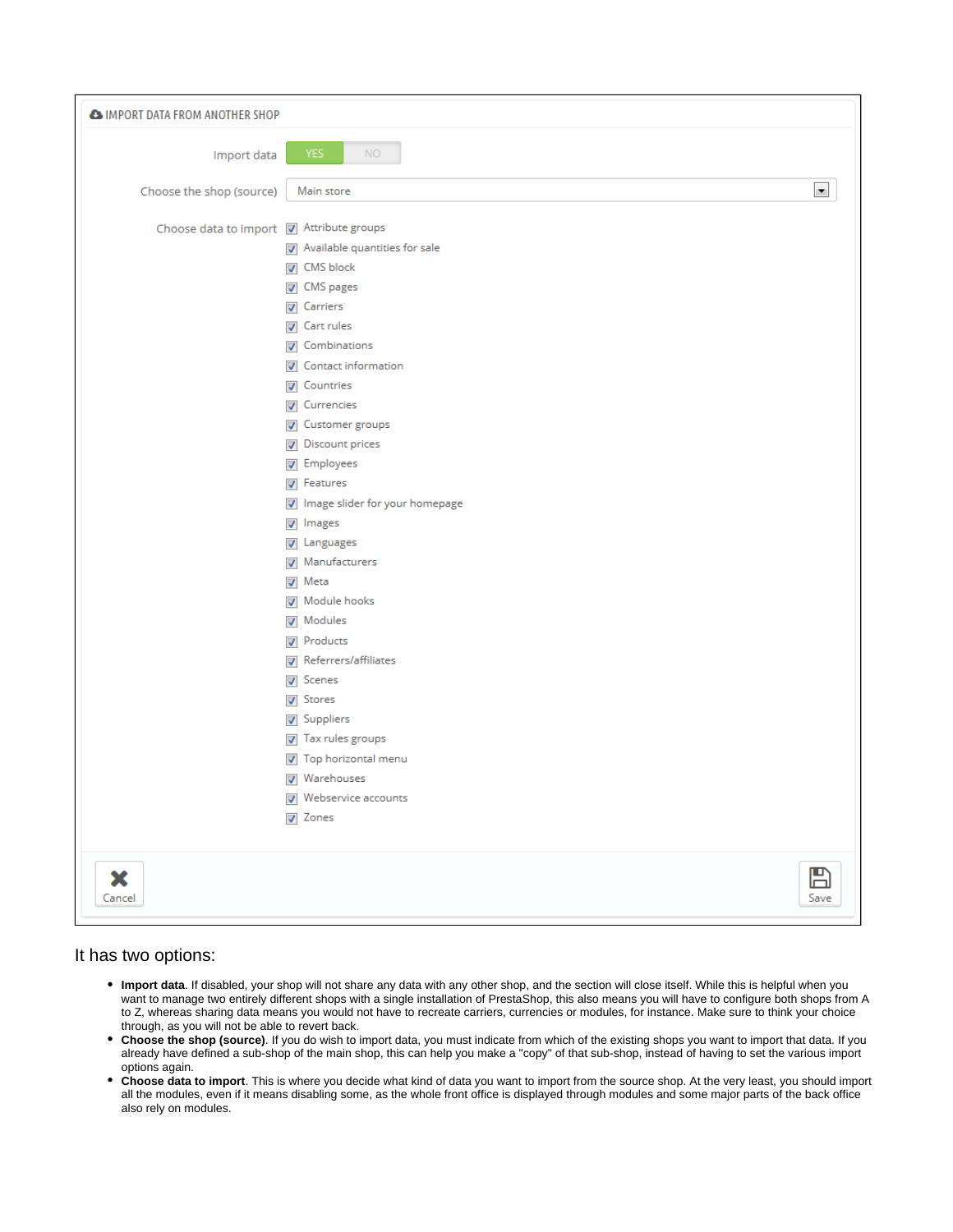IMPORT DATA FROM ANOTHER SHOP

Import data: YES / NO

Choose the shop (source): Main store

Choose data to import:

- [x] Attribute groups
- [x] Available quantities for sale
- [x] CMS block
- [x] CMS pages
- [x] Carriers
- [x] Cart rules
- [x] Combinations
- [x] Contact information
- [x] Countries
- [x] Currencies
- [x] Customer groups
- [x] Discount prices
- [x] Employees
- [x] Features
- [x] Image slider for your homepage
- [x] Images
- [x] Languages
- [x] Manufacturers
- [x] Meta
- [x] Module hooks
- [x] Modules
- [x] Products
- [x] Referrers/affiliates
- [x] Scenes
- [x] Stores
- [x] Suppliers
- [x] Tax rules groups
- [x] Top horizontal menu
- [x] Warehouses
- [x] Webservice accounts
- [x] Zones

Cancel | Save

It has two options:

- **Import data**. If disabled, your shop will not share any data with any other shop, and the section will close itself. While this is helpful when you want to manage two entirely different shops with a single installation of PrestaShop, this also means you will have to configure both shops from A to Z, whereas sharing data means you would not have to recreate carriers, currencies or modules, for instance. Make sure to think your choice through, as you will not be able to revert back.
- **Choose the shop (source)**. If you do wish to import data, you must indicate from which of the existing shops you want to import that data. If you already have defined a sub-shop of the main shop, this can help you make a "copy" of that sub-shop, instead of having to set the various import options again.
- **Choose data to import**. This is where you decide what kind of data you want to import from the source shop. At the very least, you should import all the modules, even if it means disabling some, as the whole front office is displayed through modules and some major parts of the back office also rely on modules.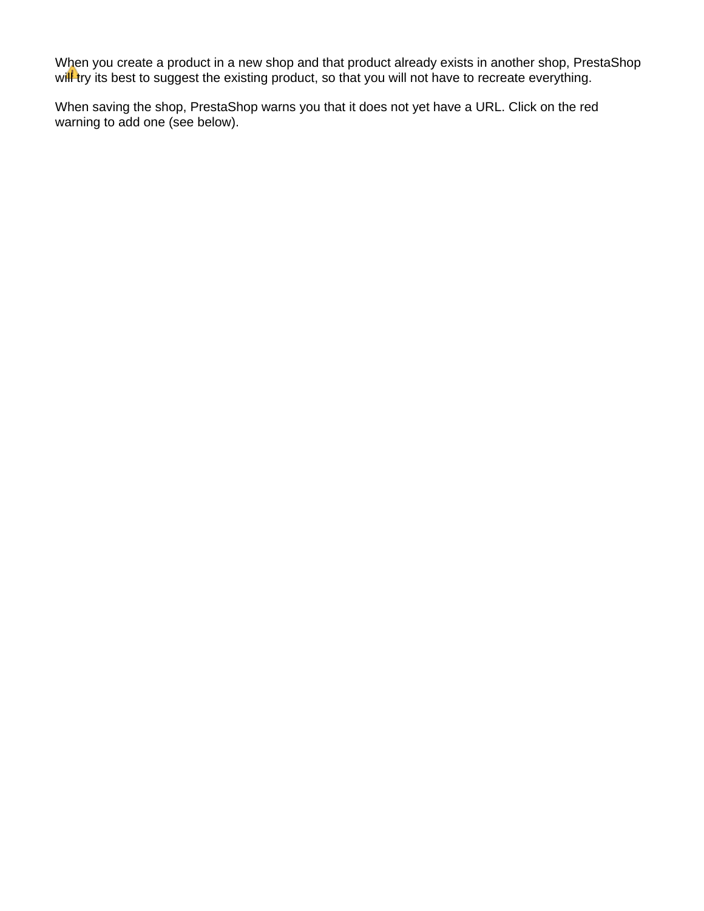When you create a product in a new shop and that product already exists in another shop, PrestaShop will try its best to suggest the existing product, so that you will not have to recreate everything.

When saving the shop, PrestaShop warns you that it does not yet have a URL. Click on the red warning to add one (see below).